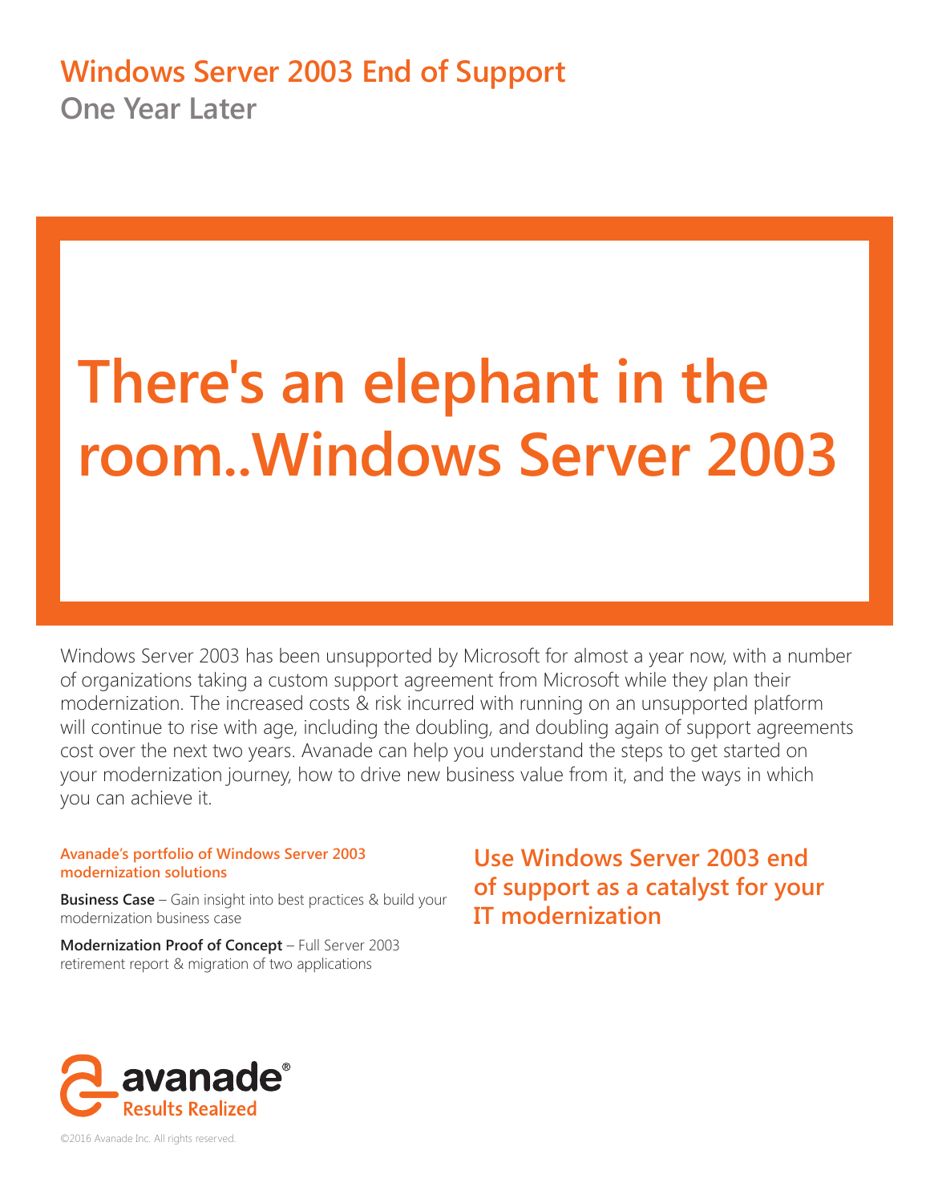# Windows Server 2003 End of Support

## One Year Later

# There's an elephant in the room..Windows Server 2003

Windows Server 2003 has been unsupported by Microsoft for almost a year now, with a number of organizations taking a custom support agreement from Microsoft while they plan their modernization. The increased costs & risk incurred with running on an unsupported platform will continue to rise with age, including the doubling, and doubling again of support agreements cost over the next two years. Avanade can help you understand the steps to get started on your modernization journey, how to drive new business value from it, and the ways in which you can achieve it.

### Avanade's portfolio of Windows Server 2003 modernization solutions

**Business Case** – Gain insight into best practices & build your modernization business case

**Modernization Proof of Concept** – Full Server 2003 retirement report & migration of two applications

## Use Windows Server 2003 end of support as a catalyst for your IT modernization

avanade®
Results Realized

©2016 Avanade Inc. All rights reserved.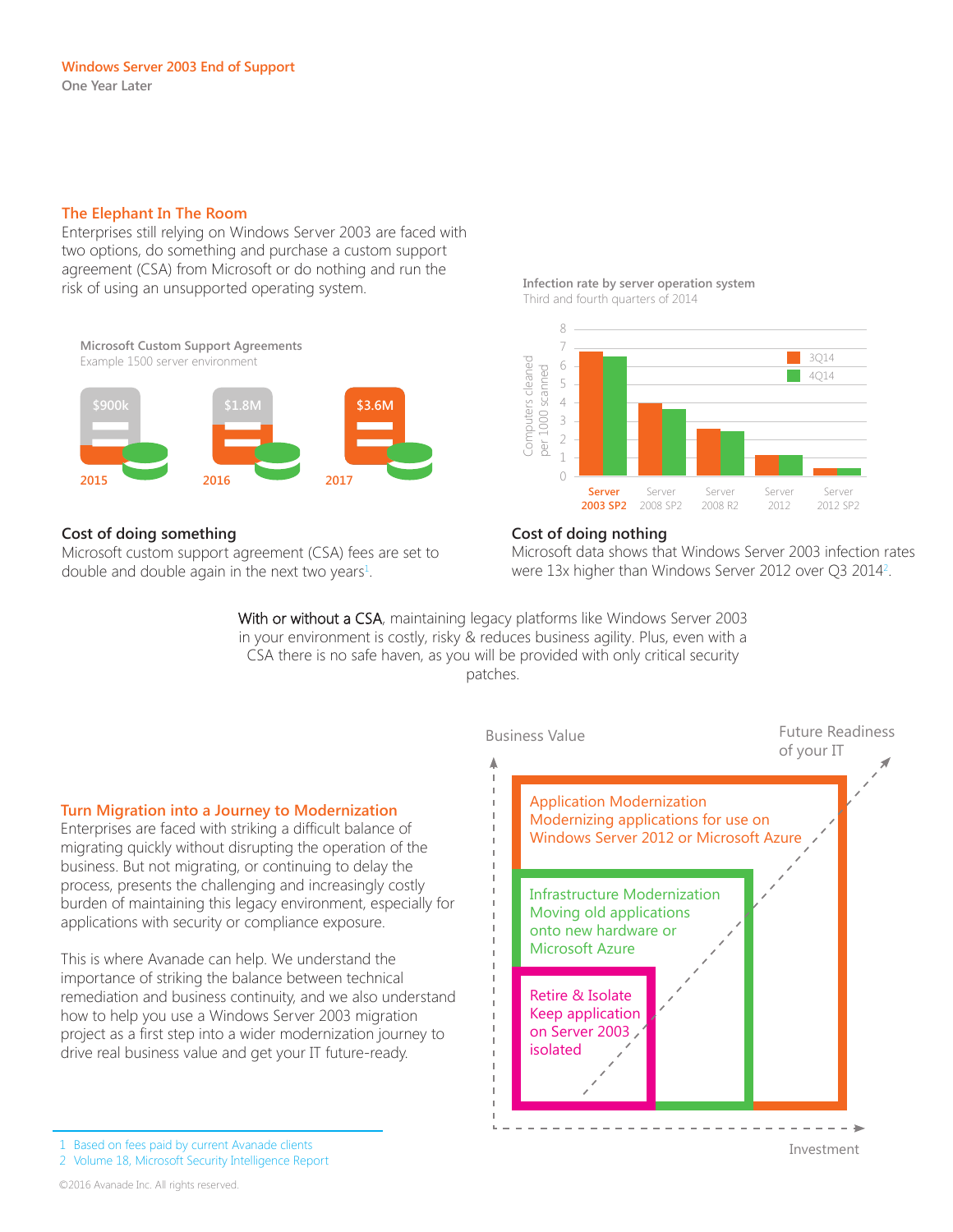Windows Server 2003 End of Support
One Year Later

## The Elephant In The Room

Enterprises still relying on Windows Server 2003 are faced with two options, do something and purchase a custom support agreement (CSA) from Microsoft or do nothing and run the risk of using an unsupported operating system.

**Microsoft Custom Support Agreements**
Example 1500 server environment

| 2015 | 2016 | 2017 |
|---|---|---|
| $900k | $1.8M | $3.6M |

### Cost of doing something

Microsoft custom support agreement (CSA) fees are set to double and double again in the next two years[1].

**Infection rate by server operation system**
Third and fourth quarters of 2014

Computers cleaned per 1000 scanned

| Server | 3Q14 | 4Q14 |
|---|---|---|
| Server 2003 SP2 | ~6.8 | ~6.5 |
| Server 2008 SP2 | ~4.0 | ~3.7 |
| Server 2008 R2 | ~2.6 | ~2.4 |
| Server 2012 | ~1.1 | ~1.1 |
| Server 2012 SP2 | ~0.4 | ~0.4 |

### Cost of doing nothing

Microsoft data shows that Windows Server 2003 infection rates were 13x higher than Windows Server 2012 over Q3 2014[2].

With or without a CSA, maintaining legacy platforms like Windows Server 2003 in your environment is costly, risky & reduces business agility. Plus, even with a CSA there is no safe haven, as you will be provided with only critical security patches.

## Turn Migration into a Journey to Modernization

Enterprises are faced with striking a difficult balance of migrating quickly without disrupting the operation of the business. But not migrating, or continuing to delay the process, presents the challenging and increasingly costly burden of maintaining this legacy environment, especially for applications with security or compliance exposure.

This is where Avanade can help. We understand the importance of striking the balance between technical remediation and business continuity, and we also understand how to help you use a Windows Server 2003 migration project as a first step into a wider modernization journey to drive real business value and get your IT future-ready.

Business Value — Investment — Future Readiness of your IT

- **Application Modernization**: Modernizing applications for use on Windows Server 2012 or Microsoft Azure
- **Infrastructure Modernization**: Moving old applications onto new hardware or Microsoft Azure
- **Retire & Isolate**: Keep application on Server 2003 isolated

1 Based on fees paid by current Avanade clients
2 Volume 18, Microsoft Security Intelligence Report

©2016 Avanade Inc. All rights reserved.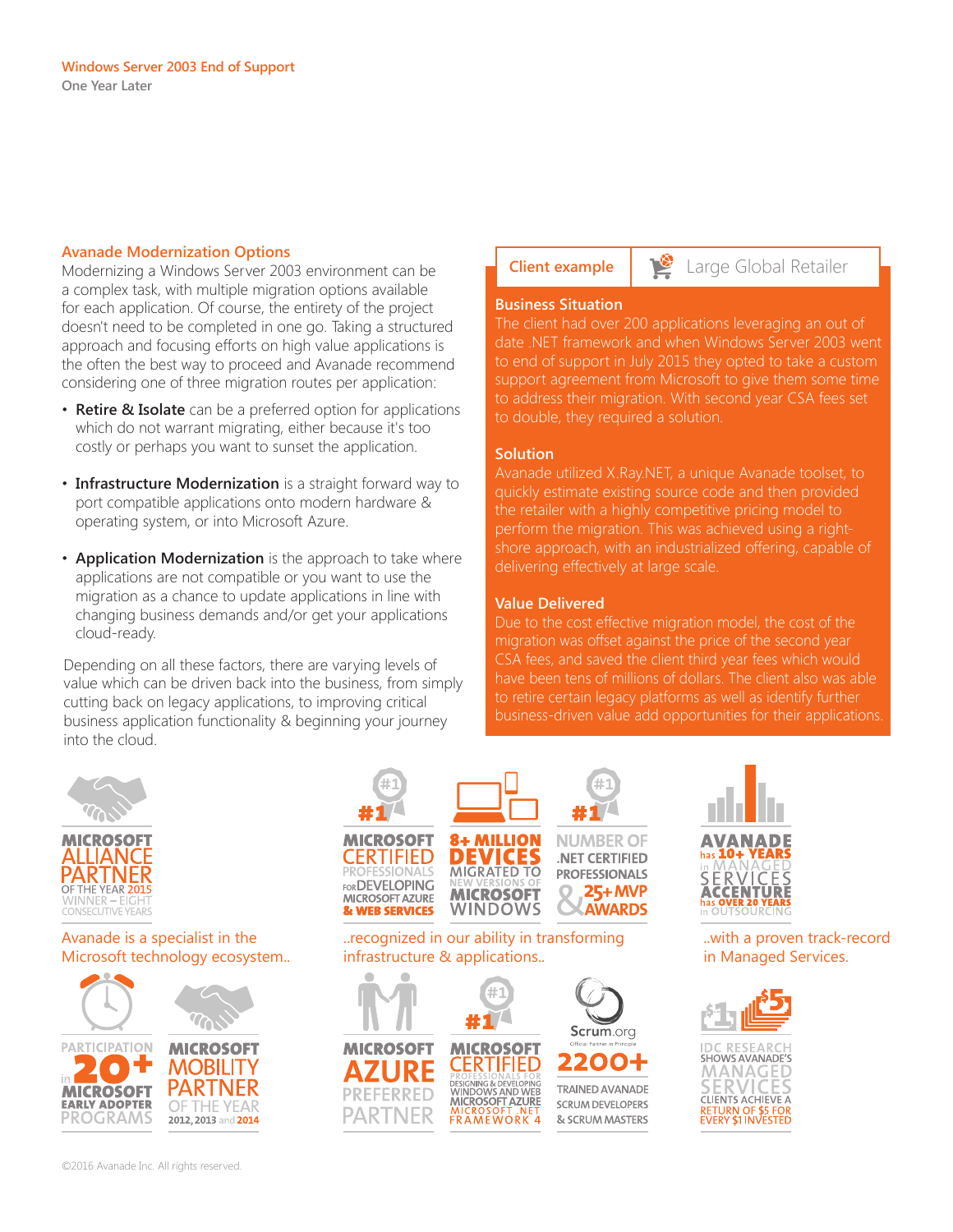Windows Server 2003 End of Support
One Year Later

## Avanade Modernization Options

Modernizing a Windows Server 2003 environment can be a complex task, with multiple migration options available for each application. Of course, the entirety of the project doesn't need to be completed in one go. Taking a structured approach and focusing efforts on high value applications is the often the best way to proceed and Avanade recommend considering one of three migration routes per application:

- **Retire & Isolate** can be a preferred option for applications which do not warrant migrating, either because it's too costly or perhaps you want to sunset the application.
- **Infrastructure Modernization** is a straight forward way to port compatible applications onto modern hardware & operating system, or into Microsoft Azure.
- **Application Modernization** is the approach to take where applications are not compatible or you want to use the migration as a chance to update applications in line with changing business demands and/or get your applications cloud-ready.

Depending on all these factors, there are varying levels of value which can be driven back into the business, from simply cutting back on legacy applications, to improving critical business application functionality & beginning your journey into the cloud.

**Client example** | Large Global Retailer

### Business Situation

The client had over 200 applications leveraging an out of date .NET framework and when Windows Server 2003 went to end of support in July 2015 they opted to take a custom support agreement from Microsoft to give them some time to address their migration. With second year CSA fees set to double, they required a solution.

### Solution

Avanade utilized X.Ray.NET, a unique Avanade toolset, to quickly estimate existing source code and then provided the retailer with a highly competitive pricing model to perform the migration. This was achieved using a right-shore approach, with an industrialized offering, capable of delivering effectively at large scale.

### Value Delivered

Due to the cost effective migration model, the cost of the migration was offset against the price of the second year CSA fees, and saved the client third year fees which would have been tens of millions of dollars. The client also was able to retire certain legacy platforms as well as identify further business-driven value add opportunities for their applications.

MICROSOFT ALLIANCE PARTNER OF THE YEAR 2015 WINNER – EIGHT CONSECUTIVE YEARS

PARTICIPATION in 20+ MICROSOFT EARLY ADOPTER PROGRAMS

MICROSOFT MOBILITY PARTNER OF THE YEAR 2012, 2013 and 2014

Avanade is a specialist in the Microsoft technology ecosystem..

#1 MICROSOFT CERTIFIED PROFESSIONALS FOR DEVELOPING MICROSOFT AZURE & WEB SERVICES

8+ MILLION DEVICES MIGRATED TO NEW VERSIONS OF MICROSOFT WINDOWS

#1 NUMBER OF .NET CERTIFIED PROFESSIONALS & 25+ MVP AWARDS

MICROSOFT AZURE PREFERRED PARTNER

#1 MICROSOFT CERTIFIED PROFESSIONALS FOR DESIGNING & DEVELOPING WINDOWS AND WEB MICROSOFT AZURE MICROSOFT .NET FRAMEWORK 4

Scrum.org Official Partner in Principle — 2200+ TRAINED AVANADE SCRUM DEVELOPERS & SCRUM MASTERS

..recognized in our ability in transforming infrastructure & applications..

AVANADE has 10+ YEARS in MANAGED SERVICES ACCENTURE has OVER 20 YEARS in OUTSOURCING

IDC RESEARCH SHOWS AVANADE'S MANAGED SERVICES CLIENTS ACHIEVE A RETURN OF $5 FOR EVERY $1 INVESTED

..with a proven track-record in Managed Services.

©2016 Avanade Inc. All rights reserved.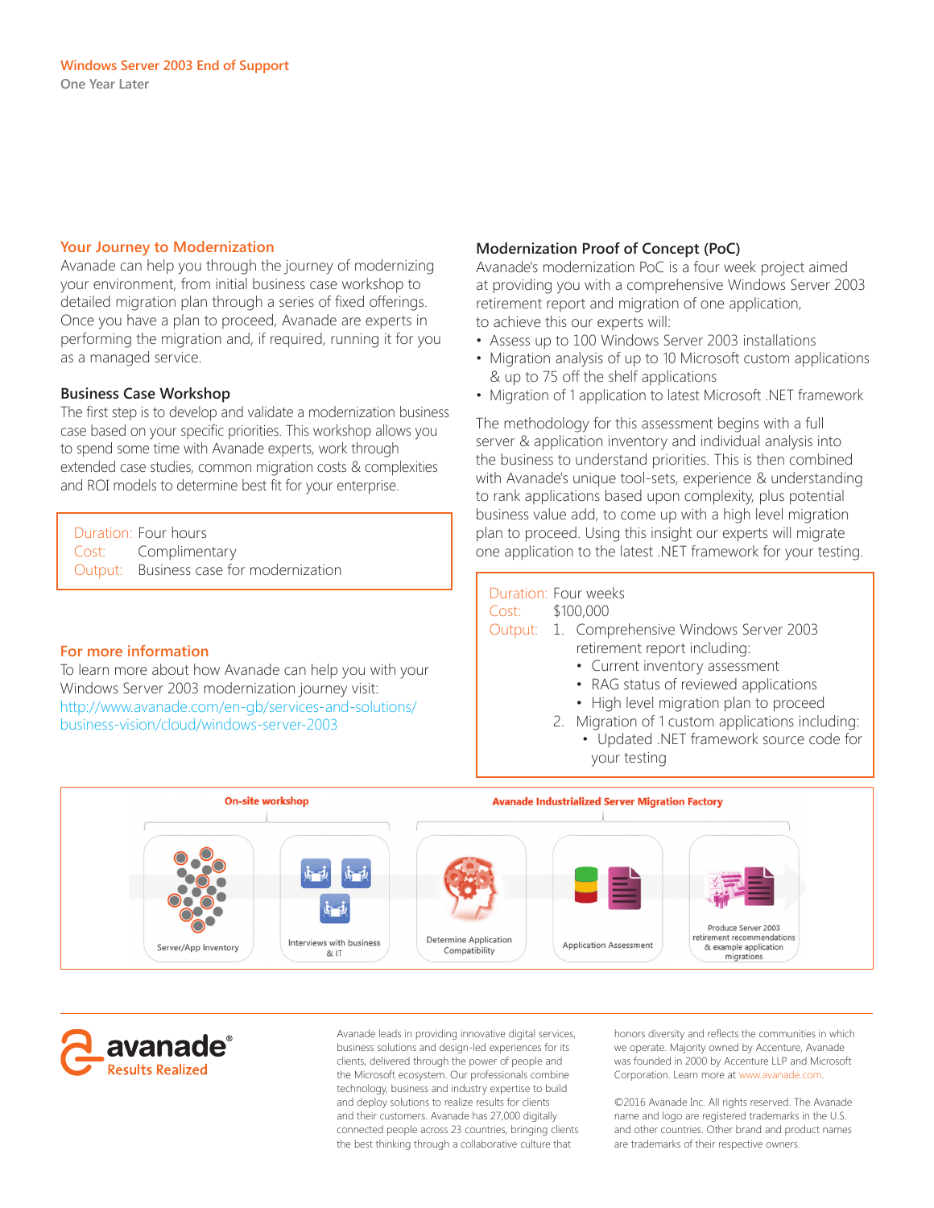## Your Journey to Modernization

Avanade can help you through the journey of modernizing your environment, from initial business case workshop to detailed migration plan through a series of fixed offerings. Once you have a plan to proceed, Avanade are experts in performing the migration and, if required, running it for you as a managed service.

### Business Case Workshop

The first step is to develop and validate a modernization business case based on your specific priorities. This workshop allows you to spend some time with Avanade experts, work through extended case studies, common migration costs & complexities and ROI models to determine best fit for your enterprise.

Duration: Four hours
Cost: Complimentary
Output: Business case for modernization

### Modernization Proof of Concept (PoC)

Avanade's modernization PoC is a four week project aimed at providing you with a comprehensive Windows Server 2003 retirement report and migration of one application, to achieve this our experts will:

- Assess up to 100 Windows Server 2003 installations
- Migration analysis of up to 10 Microsoft custom applications & up to 75 off the shelf applications
- Migration of 1 application to latest Microsoft .NET framework

The methodology for this assessment begins with a full server & application inventory and individual analysis into the business to understand priorities. This is then combined with Avanade's unique tool-sets, experience & understanding to rank applications based upon complexity, plus potential business value add, to come up with a high level migration plan to proceed. Using this insight our experts will migrate one application to the latest .NET framework for your testing.

Duration: Four weeks
Cost: $100,000
Output:
1. Comprehensive Windows Server 2003 retirement report including:
   - Current inventory assessment
   - RAG status of reviewed applications
   - High level migration plan to proceed
2. Migration of 1 custom applications including:
   - Updated .NET framework source code for your testing

On-site workshop
Avanade Industrialized Server Migration Factory
Server/App Inventory
Interviews with business & IT
Determine Application Compatibility
Application Assessment
Produce Server 2003 retirement recommendations & example application migrations

## For more information

To learn more about how Avanade can help you with your Windows Server 2003 modernization journey visit:
http://www.avanade.com/en-gb/services-and-solutions/business-vision/cloud/windows-server-2003

avanade® Results Realized

Avanade leads in providing innovative digital services, business solutions and design-led experiences for its clients, delivered through the power of people and the Microsoft ecosystem. Our professionals combine technology, business and industry expertise to build and deploy solutions to realize results for clients and their customers. Avanade has 27,000 digitally connected people across 23 countries, bringing clients the best thinking through a collaborative culture that honors diversity and reflects the communities in which we operate. Majority owned by Accenture, Avanade was founded in 2000 by Accenture LLP and Microsoft Corporation. Learn more at www.avanade.com.

©2016 Avanade Inc. All rights reserved. The Avanade name and logo are registered trademarks in the U.S. and other countries. Other brand and product names are trademarks of their respective owners.